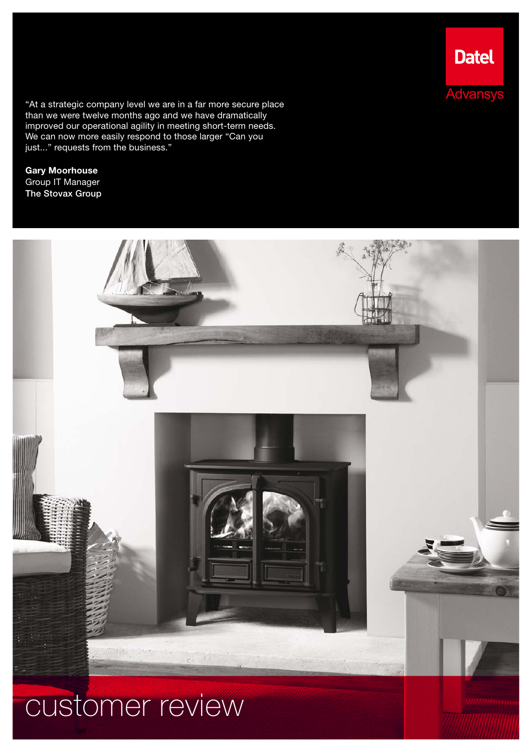Datel
Advansys

"At a strategic company level we are in a far more secure place than we were twelve months ago and we have dramatically improved our operational agility in meeting short-term needs. We can now more easily respond to those larger "Can you just..." requests from the business."

**Gary Moorhouse**
Group IT Manager
**The Stovax Group**

# customer review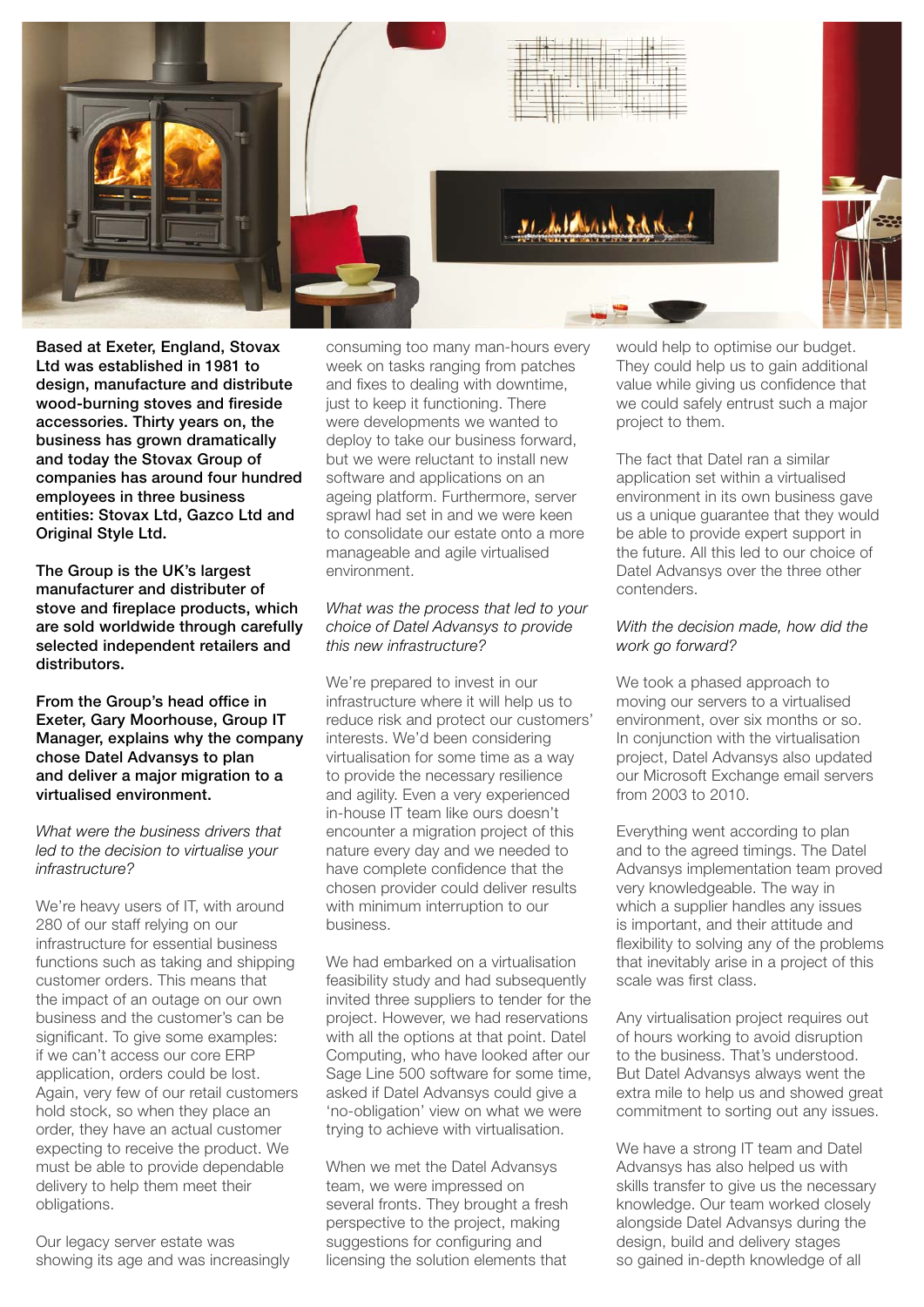**Based at Exeter, England, Stovax Ltd was established in 1981 to design, manufacture and distribute wood-burning stoves and fireside accessories. Thirty years on, the business has grown dramatically and today the Stovax Group of companies has around four hundred employees in three business entities: Stovax Ltd, Gazco Ltd and Original Style Ltd.**

**The Group is the UK's largest manufacturer and distributer of stove and fireplace products, which are sold worldwide through carefully selected independent retailers and distributors.**

**From the Group's head office in Exeter, Gary Moorhouse, Group IT Manager, explains why the company chose Datel Advansys to plan and deliver a major migration to a virtualised environment.**

*What were the business drivers that led to the decision to virtualise your infrastructure?*

We're heavy users of IT, with around 280 of our staff relying on our infrastructure for essential business functions such as taking and shipping customer orders. This means that the impact of an outage on our own business and the customer's can be significant. To give some examples: if we can't access our core ERP application, orders could be lost. Again, very few of our retail customers hold stock, so when they place an order, they have an actual customer expecting to receive the product. We must be able to provide dependable delivery to help them meet their obligations.

Our legacy server estate was showing its age and was increasingly consuming too many man-hours every week on tasks ranging from patches and fixes to dealing with downtime, just to keep it functioning. There were developments we wanted to deploy to take our business forward, but we were reluctant to install new software and applications on an ageing platform. Furthermore, server sprawl had set in and we were keen to consolidate our estate onto a more manageable and agile virtualised environment.

*What was the process that led to your choice of Datel Advansys to provide this new infrastructure?*

We're prepared to invest in our infrastructure where it will help us to reduce risk and protect our customers' interests. We'd been considering virtualisation for some time as a way to provide the necessary resilience and agility. Even a very experienced in-house IT team like ours doesn't encounter a migration project of this nature every day and we needed to have complete confidence that the chosen provider could deliver results with minimum interruption to our business.

We had embarked on a virtualisation feasibility study and had subsequently invited three suppliers to tender for the project. However, we had reservations with all the options at that point. Datel Computing, who have looked after our Sage Line 500 software for some time, asked if Datel Advansys could give a 'no-obligation' view on what we were trying to achieve with virtualisation.

When we met the Datel Advansys team, we were impressed on several fronts. They brought a fresh perspective to the project, making suggestions for configuring and licensing the solution elements that would help to optimise our budget. They could help us to gain additional value while giving us confidence that we could safely entrust such a major project to them.

The fact that Datel ran a similar application set within a virtualised environment in its own business gave us a unique guarantee that they would be able to provide expert support in the future. All this led to our choice of Datel Advansys over the three other contenders.

*With the decision made, how did the work go forward?*

We took a phased approach to moving our servers to a virtualised environment, over six months or so. In conjunction with the virtualisation project, Datel Advansys also updated our Microsoft Exchange email servers from 2003 to 2010.

Everything went according to plan and to the agreed timings. The Datel Advansys implementation team proved very knowledgeable. The way in which a supplier handles any issues is important, and their attitude and flexibility to solving any of the problems that inevitably arise in a project of this scale was first class.

Any virtualisation project requires out of hours working to avoid disruption to the business. That's understood. But Datel Advansys always went the extra mile to help us and showed great commitment to sorting out any issues.

We have a strong IT team and Datel Advansys has also helped us with skills transfer to give us the necessary knowledge. Our team worked closely alongside Datel Advansys during the design, build and delivery stages so gained in-depth knowledge of all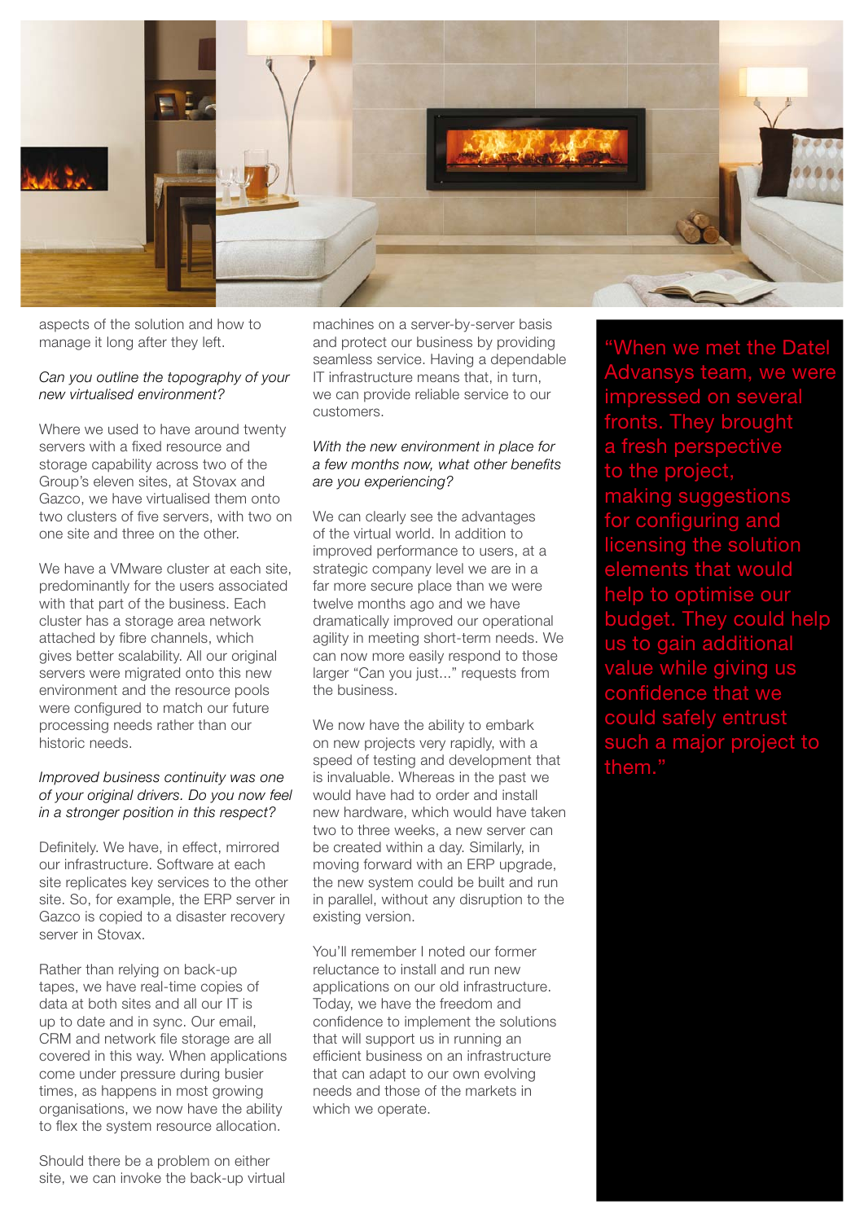aspects of the solution and how to manage it long after they left.

*Can you outline the topography of your new virtualised environment?*

Where we used to have around twenty servers with a fixed resource and storage capability across two of the Group's eleven sites, at Stovax and Gazco, we have virtualised them onto two clusters of five servers, with two on one site and three on the other.

We have a VMware cluster at each site, predominantly for the users associated with that part of the business. Each cluster has a storage area network attached by fibre channels, which gives better scalability. All our original servers were migrated onto this new environment and the resource pools were configured to match our future processing needs rather than our historic needs.

*Improved business continuity was one of your original drivers. Do you now feel in a stronger position in this respect?*

Definitely. We have, in effect, mirrored our infrastructure. Software at each site replicates key services to the other site. So, for example, the ERP server in Gazco is copied to a disaster recovery server in Stovax.

Rather than relying on back-up tapes, we have real-time copies of data at both sites and all our IT is up to date and in sync. Our email, CRM and network file storage are all covered in this way. When applications come under pressure during busier times, as happens in most growing organisations, we now have the ability to flex the system resource allocation.

Should there be a problem on either site, we can invoke the back-up virtual machines on a server-by-server basis and protect our business by providing seamless service. Having a dependable IT infrastructure means that, in turn, we can provide reliable service to our customers.

*With the new environment in place for a few months now, what other benefits are you experiencing?*

We can clearly see the advantages of the virtual world. In addition to improved performance to users, at a strategic company level we are in a far more secure place than we were twelve months ago and we have dramatically improved our operational agility in meeting short-term needs. We can now more easily respond to those larger "Can you just..." requests from the business.

We now have the ability to embark on new projects very rapidly, with a speed of testing and development that is invaluable. Whereas in the past we would have had to order and install new hardware, which would have taken two to three weeks, a new server can be created within a day. Similarly, in moving forward with an ERP upgrade, the new system could be built and run in parallel, without any disruption to the existing version.

You'll remember I noted our former reluctance to install and run new applications on our old infrastructure. Today, we have the freedom and confidence to implement the solutions that will support us in running an efficient business on an infrastructure that can adapt to our own evolving needs and those of the markets in which we operate.

"When we met the Datel Advansys team, we were impressed on several fronts. They brought a fresh perspective to the project, making suggestions for configuring and licensing the solution elements that would help to optimise our budget. They could help us to gain additional value while giving us confidence that we could safely entrust such a major project to them."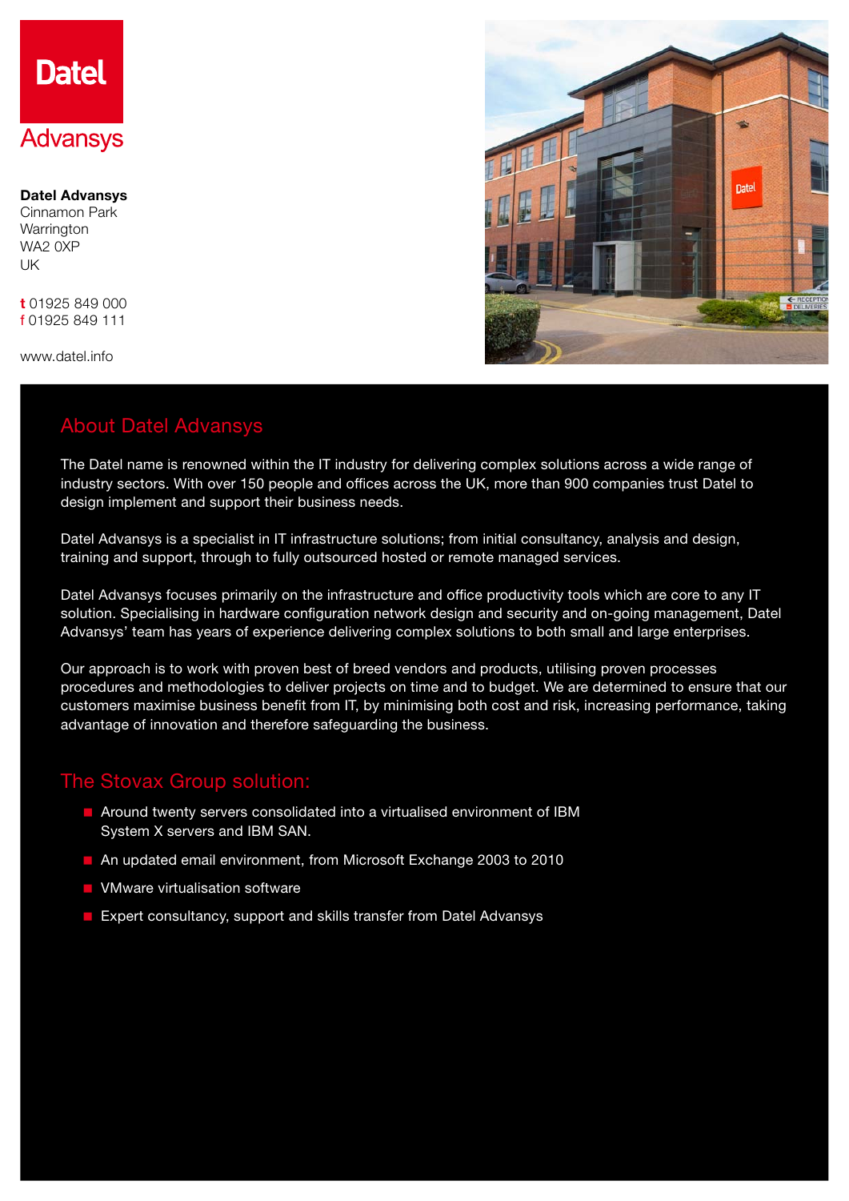Datel Advansys

**Datel Advansys**
Cinnamon Park
Warrington
WA2 0XP
UK

**t** 01925 849 000
f 01925 849 111

www.datel.info

## About Datel Advansys

The Datel name is renowned within the IT industry for delivering complex solutions across a wide range of industry sectors. With over 150 people and offices across the UK, more than 900 companies trust Datel to design implement and support their business needs.

Datel Advansys is a specialist in IT infrastructure solutions; from initial consultancy, analysis and design, training and support, through to fully outsourced hosted or remote managed services.

Datel Advansys focuses primarily on the infrastructure and office productivity tools which are core to any IT solution. Specialising in hardware configuration network design and security and on-going management, Datel Advansys' team has years of experience delivering complex solutions to both small and large enterprises.

Our approach is to work with proven best of breed vendors and products, utilising proven processes procedures and methodologies to deliver projects on time and to budget. We are determined to ensure that our customers maximise business benefit from IT, by minimising both cost and risk, increasing performance, taking advantage of innovation and therefore safeguarding the business.

## The Stovax Group solution:

- Around twenty servers consolidated into a virtualised environment of IBM System X servers and IBM SAN.
- An updated email environment, from Microsoft Exchange 2003 to 2010
- VMware virtualisation software
- Expert consultancy, support and skills transfer from Datel Advansys